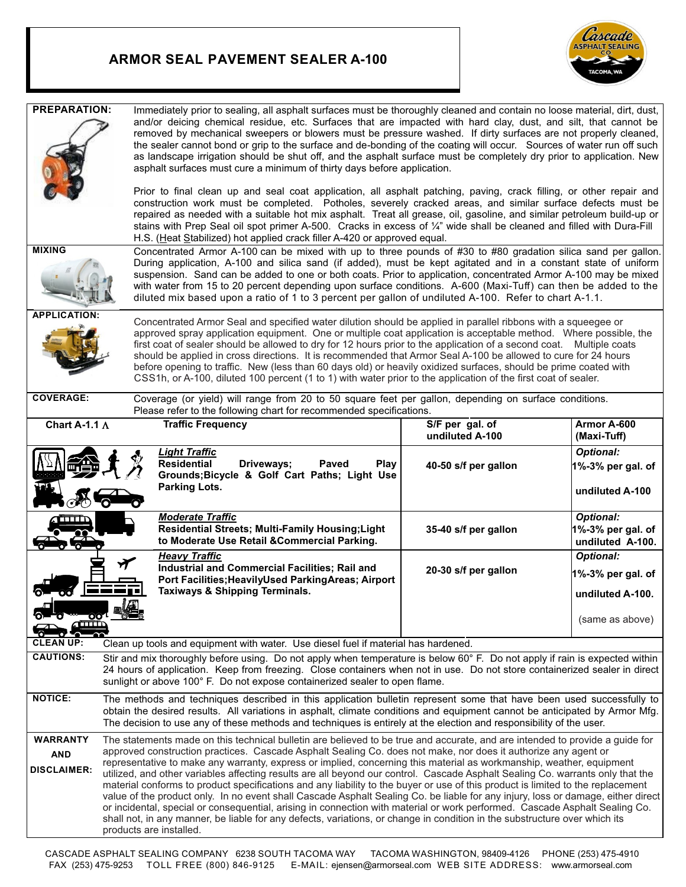# ARMOR SEAL PAVEMENT SEALER A-100

**PREPARATION:**

Immediately prior to sealing, all asphalt surfaces must be thoroughly cleaned and contain no loose material, dirt, dust, and/or deicing chemical residue, etc. Surfaces that are impacted with hard clay, dust, and silt, that cannot be removed by mechanical sweepers or blowers must be pressure washed. If dirty surfaces are not properly cleaned, the sealer cannot bond or grip to the surface and de-bonding of the coating will occur. Sources of water run off such as landscape irrigation should be shut off, and the asphalt surface must be completely dry prior to application. New asphalt surfaces must cure a minimum of thirty days before application.

Prior to final clean up and seal coat application, all asphalt patching, paving, crack filling, or other repair and construction work must be completed. Potholes, severely cracked areas, and similar surface defects must be repaired as needed with a suitable hot mix asphalt. Treat all grease, oil, gasoline, and similar petroleum build-up or stains with Prep Seal oil spot primer A-500. Cracks in excess of ¼" wide shall be cleaned and filled with Dura-Fill H.S. (Heat Stabilized) hot applied crack filler A-420 or approved equal.

**MIXING**

Concentrated Armor A-100 can be mixed with up to three pounds of #30 to #80 gradation silica sand per gallon. During application, A-100 and silica sand (if added), must be kept agitated and in a constant state of uniform suspension. Sand can be added to one or both coats. Prior to application, concentrated Armor A-100 may be mixed with water from 15 to 20 percent depending upon surface conditions. A-600 (Maxi-Tuff) can then be added to the diluted mix based upon a ratio of 1 to 3 percent per gallon of undiluted A-100. Refer to chart A-1.1.

**APPLICATION:**

Concentrated Armor Seal and specified water dilution should be applied in parallel ribbons with a squeegee or approved spray application equipment. One or multiple coat application is acceptable method. Where possible, the first coat of sealer should be allowed to dry for 12 hours prior to the application of a second coat. Multiple coats should be applied in cross directions. It is recommended that Armor Seal A-100 be allowed to cure for 24 hours before opening to traffic. New (less than 60 days old) or heavily oxidized surfaces, should be prime coated with CSS1h, or A-100, diluted 100 percent (1 to 1) with water prior to the application of the first coat of sealer.

**COVERAGE:**

Coverage (or yield) will range from 20 to 50 square feet per gallon, depending on surface conditions. Please refer to the following chart for recommended specifications.

| Chart A-1.1 Λ | Traffic Frequency | S/F per gal. of undiluted A-100 | Armor A-600 (Maxi-Tuff) |
|---|---|---|---|
| | ***Light Traffic*** **Residential Driveways; Paved Play Grounds; Bicycle & Golf Cart Paths; Light Use Parking Lots.** | **40-50 s/f per gallon** | ***Optional:*** **1%-3% per gal. of undiluted A-100** |
| | ***Moderate Traffic*** **Residential Streets; Multi-Family Housing; Light to Moderate Use Retail & Commercial Parking.** | **35-40 s/f per gallon** | ***Optional:*** **1%-3% per gal. of undiluted A-100.** |
| | ***Heavy Traffic*** **Industrial and Commercial Facilities; Rail and Port Facilities; Heavily Used Parking Areas; Airport Taxiways & Shipping Terminals.** | **20-30 s/f per gallon** | ***Optional:*** **1%-3% per gal. of undiluted A-100.** (same as above) |

**CLEAN UP:** Clean up tools and equipment with water. Use diesel fuel if material has hardened.

**CAUTIONS:** Stir and mix thoroughly before using. Do not apply when temperature is below 60° F. Do not apply if rain is expected within 24 hours of application. Keep from freezing. Close containers when not in use. Do not store containerized sealer in direct sunlight or above 100° F. Do not expose containerized sealer to open flame.

**NOTICE:** The methods and techniques described in this application bulletin represent some that have been used successfully to obtain the desired results. All variations in asphalt, climate conditions and equipment cannot be anticipated by Armor Mfg. The decision to use any of these methods and techniques is entirely at the election and responsibility of the user.

**WARRANTY AND DISCLAIMER:** The statements made on this technical bulletin are believed to be true and accurate, and are intended to provide a guide for approved construction practices. Cascade Asphalt Sealing Co. does not make, nor does it authorize any agent or representative to make any warranty, express or implied, concerning this material as workmanship, weather, equipment utilized, and other variables affecting results are all beyond our control. Cascade Asphalt Sealing Co. warrants only that the material conforms to product specifications and any liability to the buyer or use of this product is limited to the replacement value of the product only. In no event shall Cascade Asphalt Sealing Co. be liable for any injury, loss or damage, either direct or incidental, special or consequential, arising in connection with material or work performed. Cascade Asphalt Sealing Co. shall not, in any manner, be liable for any defects, variations, or change in condition in the substructure over which its products are installed.

CASCADE ASPHALT SEALING COMPANY 6238 SOUTH TACOMA WAY TACOMA WASHINGTON, 98409-4126 PHONE (253) 475-4910 FAX (253) 475-9253 TOLL FREE (800) 846-9125 E-MAIL: ejensen@armorseal.com WEB SITE ADDRESS: www.armorseal.com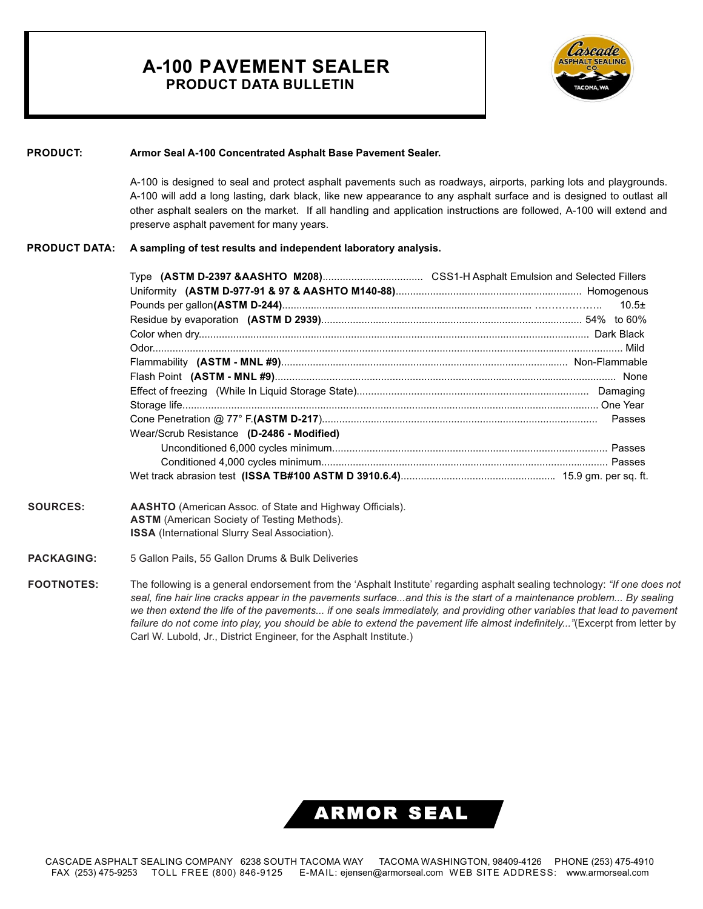# A-100 PAVEMENT SEALER
## PRODUCT DATA BULLETIN

**PRODUCT:** **Armor Seal A-100 Concentrated Asphalt Base Pavement Sealer.**

A-100 is designed to seal and protect asphalt pavements such as roadways, airports, parking lots and playgrounds. A-100 will add a long lasting, dark black, like new appearance to any asphalt surface and is designed to outlast all other asphalt sealers on the market. If all handling and application instructions are followed, A-100 will extend and preserve asphalt pavement for many years.

**PRODUCT DATA:** **A sampling of test results and independent laboratory analysis.**

| | |
|---|---|
| Type **(ASTM D-2397 &AASHTO M208)** | CSS1-H Asphalt Emulsion and Selected Fillers |
| Uniformity **(ASTM D-977-91 & 97 & AASHTO M140-88)** | Homogenous |
| Pounds per gallon**(ASTM D-244)** | 10.5± |
| Residue by evaporation **(ASTM D 2939)** | 54% to 60% |
| Color when dry | Dark Black |
| Odor | Mild |
| Flammability **(ASTM - MNL #9)** | Non-Flammable |
| Flash Point **(ASTM - MNL #9)** | None |
| Effect of freezing (While In Liquid Storage State) | Damaging |
| Storage life | One Year |
| Cone Penetration @ 77° F.**(ASTM D-217)** | Passes |
| Wear/Scrub Resistance **(D-2486 - Modified)** | |
| Unconditioned 6,000 cycles minimum | Passes |
| Conditioned 4,000 cycles minimum | Passes |
| Wet track abrasion test **(ISSA TB#100 ASTM D 3910.6.4)** | 15.9 gm. per sq. ft. |

**SOURCES:**
**AASHTO** (American Assoc. of State and Highway Officials).
**ASTM** (American Society of Testing Methods).
**ISSA** (International Slurry Seal Association).

**PACKAGING:** 5 Gallon Pails, 55 Gallon Drums & Bulk Deliveries

**FOOTNOTES:** The following is a general endorsement from the 'Asphalt Institute' regarding asphalt sealing technology: *"If one does not seal, fine hair line cracks appear in the pavements surface...and this is the start of a maintenance problem... By sealing we then extend the life of the pavements... if one seals immediately, and providing other variables that lead to pavement failure do not come into play, you should be able to extend the pavement life almost indefinitely..."*(Excerpt from letter by Carl W. Lubold, Jr., District Engineer, for the Asphalt Institute.)

**ARMOR SEAL**

CASCADE ASPHALT SEALING COMPANY 6238 SOUTH TACOMA WAY TACOMA WASHINGTON, 98409-4126 PHONE (253) 475-4910
FAX (253) 475-9253 TOLL FREE (800) 846-9125 E-MAIL: ejensen@armorseal.com WEB SITE ADDRESS: www.armorseal.com